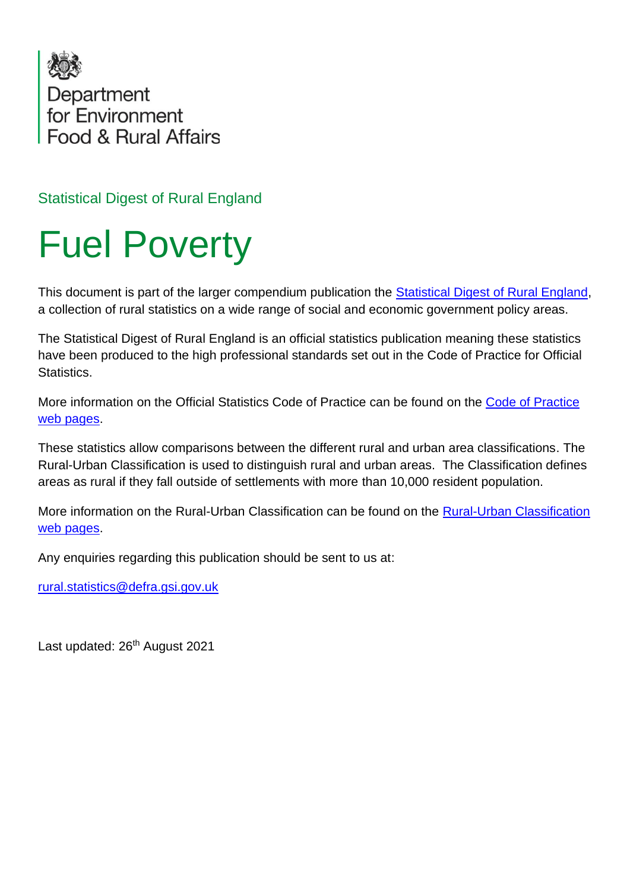Department for Environment Food & Rural Affairs

Statistical Digest of Rural England

# Fuel Poverty

This document is part of the larger compendium publication the [Statistical Digest of Rural England](), a collection of rural statistics on a wide range of social and economic government policy areas.

The Statistical Digest of Rural England is an official statistics publication meaning these statistics have been produced to the high professional standards set out in the Code of Practice for Official Statistics.

More information on the Official Statistics Code of Practice can be found on the [Code of Practice web pages]().

These statistics allow comparisons between the different rural and urban area classifications. The Rural-Urban Classification is used to distinguish rural and urban areas. The Classification defines areas as rural if they fall outside of settlements with more than 10,000 resident population.

More information on the Rural-Urban Classification can be found on the [Rural-Urban Classification web pages]().

Any enquiries regarding this publication should be sent to us at:

rural.statistics@defra.gsi.gov.uk

Last updated: 26th August 2021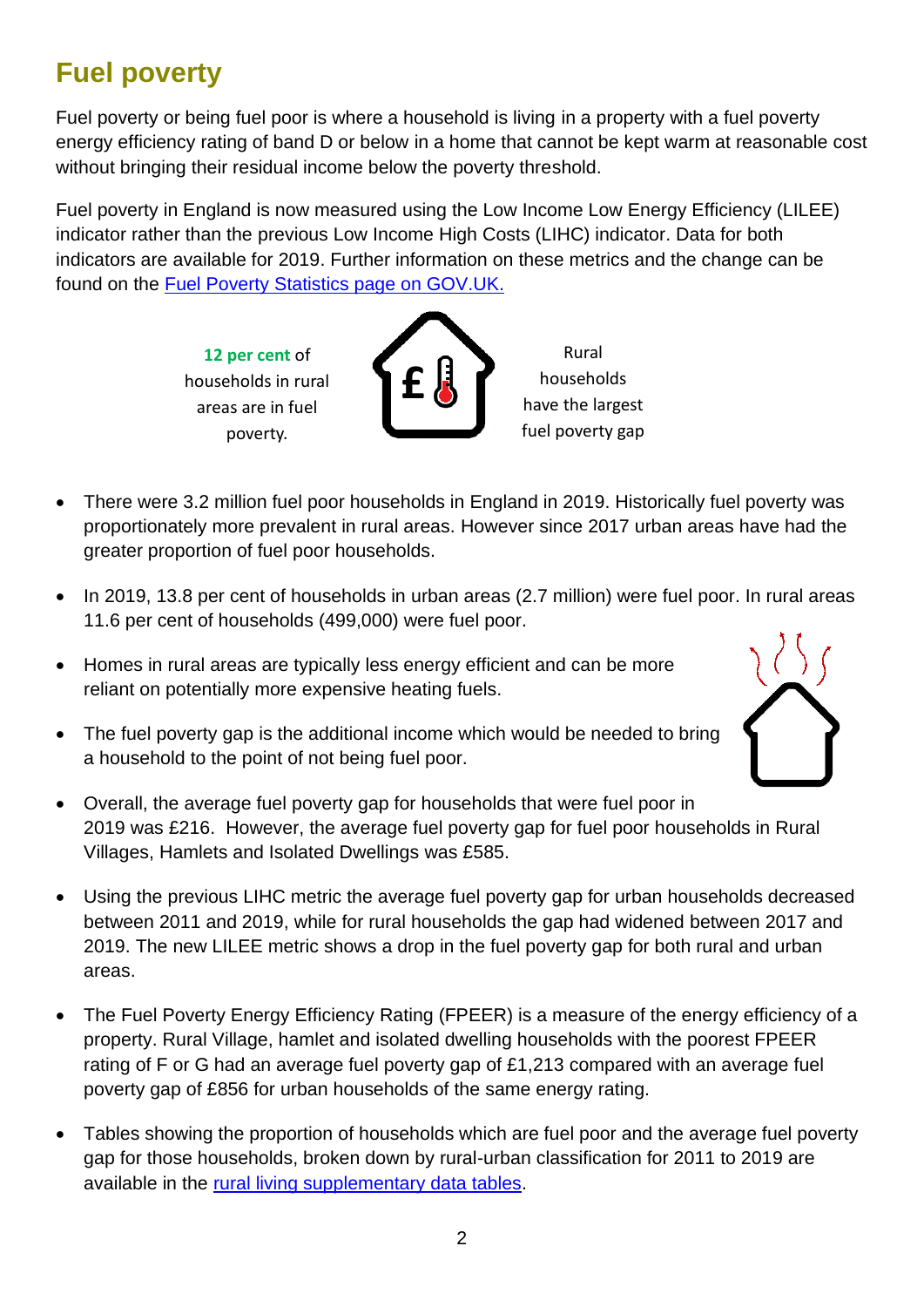# Fuel poverty

Fuel poverty or being fuel poor is where a household is living in a property with a fuel poverty energy efficiency rating of band D or below in a home that cannot be kept warm at reasonable cost without bringing their residual income below the poverty threshold.

Fuel poverty in England is now measured using the Low Income Low Energy Efficiency (LILEE) indicator rather than the previous Low Income High Costs (LIHC) indicator. Data for both indicators are available for 2019. Further information on these metrics and the change can be found on the [Fuel Poverty Statistics page on GOV.UK.](Fuel Poverty Statistics page on GOV.UK.)

**12 per cent** of households in rural areas are in fuel poverty.

Rural households have the largest fuel poverty gap

- There were 3.2 million fuel poor households in England in 2019. Historically fuel poverty was proportionately more prevalent in rural areas. However since 2017 urban areas have had the greater proportion of fuel poor households.
- In 2019, 13.8 per cent of households in urban areas (2.7 million) were fuel poor. In rural areas 11.6 per cent of households (499,000) were fuel poor.
- Homes in rural areas are typically less energy efficient and can be more reliant on potentially more expensive heating fuels.
- The fuel poverty gap is the additional income which would be needed to bring a household to the point of not being fuel poor.
- Overall, the average fuel poverty gap for households that were fuel poor in 2019 was £216. However, the average fuel poverty gap for fuel poor households in Rural Villages, Hamlets and Isolated Dwellings was £585.
- Using the previous LIHC metric the average fuel poverty gap for urban households decreased between 2011 and 2019, while for rural households the gap had widened between 2017 and 2019. The new LILEE metric shows a drop in the fuel poverty gap for both rural and urban areas.
- The Fuel Poverty Energy Efficiency Rating (FPEER) is a measure of the energy efficiency of a property. Rural Village, hamlet and isolated dwelling households with the poorest FPEER rating of F or G had an average fuel poverty gap of £1,213 compared with an average fuel poverty gap of £856 for urban households of the same energy rating.
- Tables showing the proportion of households which are fuel poor and the average fuel poverty gap for those households, broken down by rural-urban classification for 2011 to 2019 are available in the rural living supplementary data tables.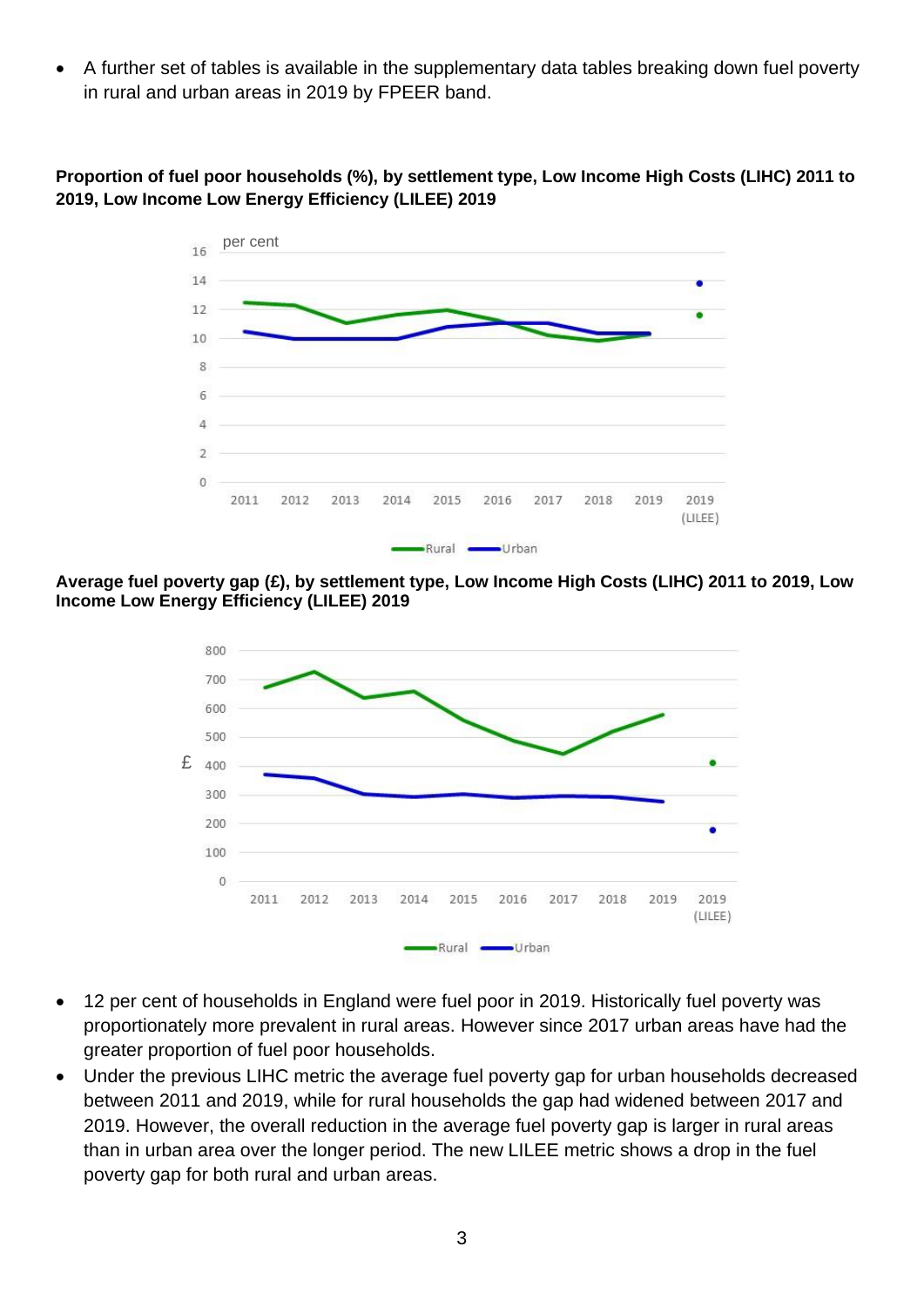- A further set of tables is available in the supplementary data tables breaking down fuel poverty in rural and urban areas in 2019 by FPEER band.

**Proportion of fuel poor households (%), by settlement type, Low Income High Costs (LIHC) 2011 to 2019, Low Income Low Energy Efficiency (LILEE) 2019**

**Average fuel poverty gap (£), by settlement type, Low Income High Costs (LIHC) 2011 to 2019, Low Income Low Energy Efficiency (LILEE) 2019**

- 12 per cent of households in England were fuel poor in 2019. Historically fuel poverty was proportionately more prevalent in rural areas. However since 2017 urban areas have had the greater proportion of fuel poor households.
- Under the previous LIHC metric the average fuel poverty gap for urban households decreased between 2011 and 2019, while for rural households the gap had widened between 2017 and 2019. However, the overall reduction in the average fuel poverty gap is larger in rural areas than in urban area over the longer period. The new LILEE metric shows a drop in the fuel poverty gap for both rural and urban areas.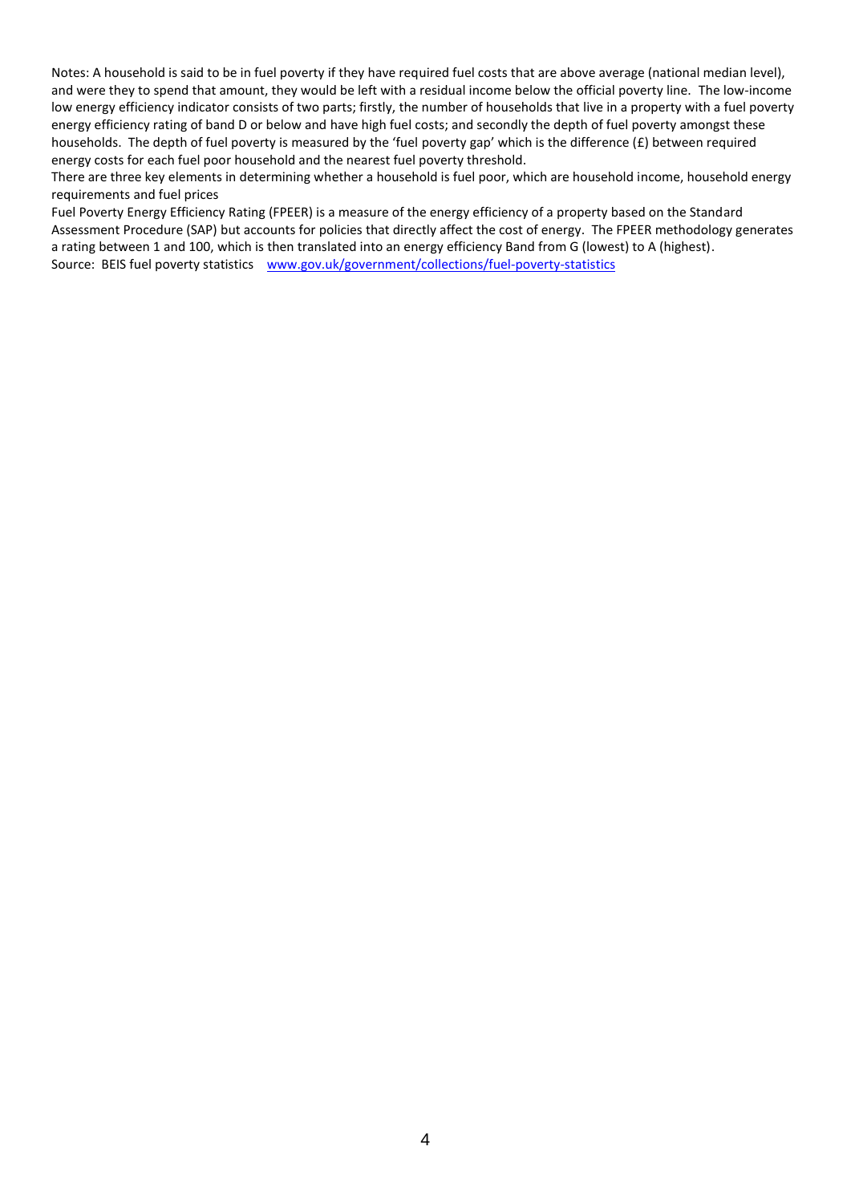Notes: A household is said to be in fuel poverty if they have required fuel costs that are above average (national median level), and were they to spend that amount, they would be left with a residual income below the official poverty line. The low-income low energy efficiency indicator consists of two parts; firstly, the number of households that live in a property with a fuel poverty energy efficiency rating of band D or below and have high fuel costs; and secondly the depth of fuel poverty amongst these households. The depth of fuel poverty is measured by the 'fuel poverty gap' which is the difference (£) between required energy costs for each fuel poor household and the nearest fuel poverty threshold.

There are three key elements in determining whether a household is fuel poor, which are household income, household energy requirements and fuel prices

Fuel Poverty Energy Efficiency Rating (FPEER) is a measure of the energy efficiency of a property based on the Standard Assessment Procedure (SAP) but accounts for policies that directly affect the cost of energy. The FPEER methodology generates a rating between 1 and 100, which is then translated into an energy efficiency Band from G (lowest) to A (highest).

Source: BEIS fuel poverty statistics [www.gov.uk/government/collections/fuel-poverty-statistics](http://www.gov.uk/government/collections/fuel-poverty-statistics)